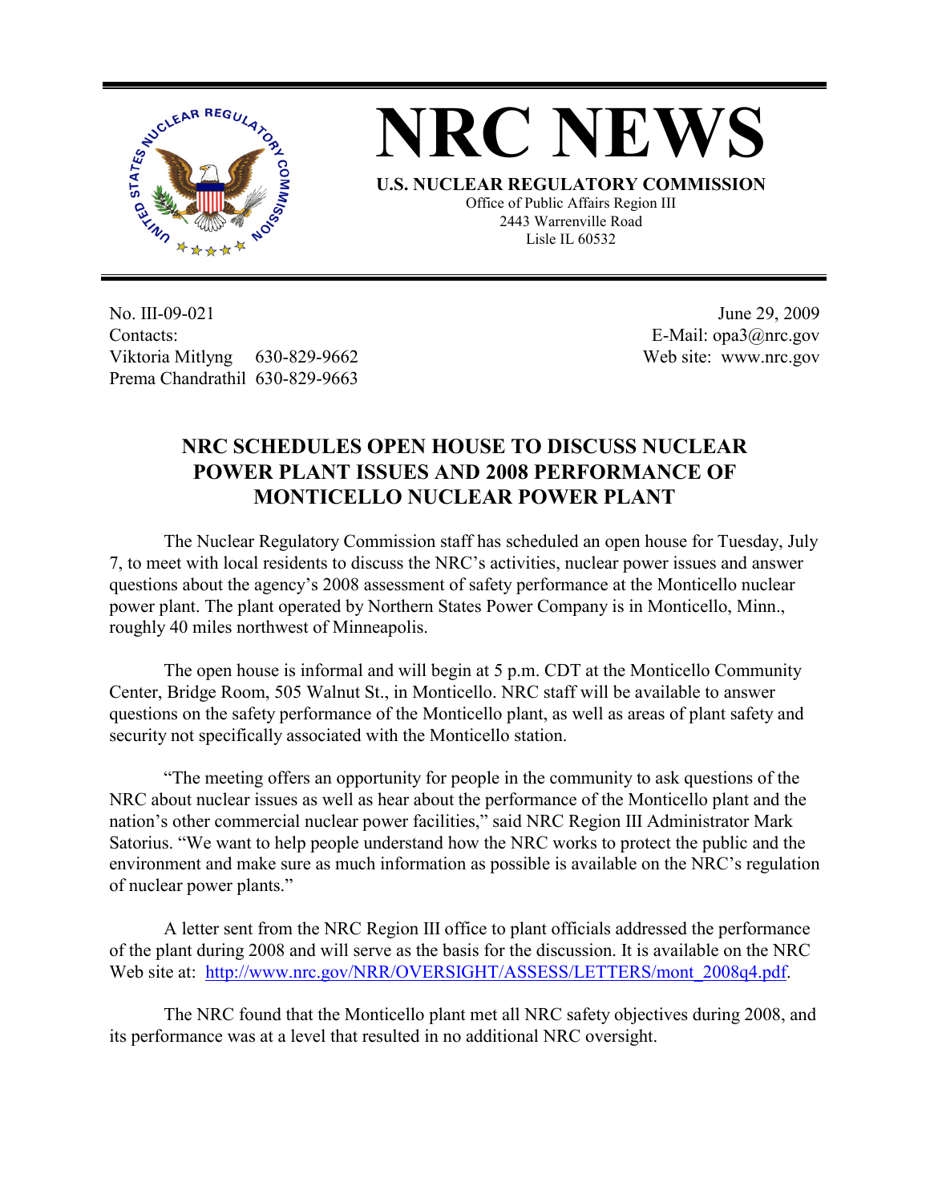# NRC NEWS

**U.S. NUCLEAR REGULATORY COMMISSION**

Office of Public Affairs Region III
2443 Warrenville Road
Lisle IL 60532

No. III-09-021
Contacts:
Viktoria Mitlyng 630-829-9662
Prema Chandrathil 630-829-9663

June 29, 2009
E-Mail: opa3@nrc.gov
Web site: www.nrc.gov

## NRC SCHEDULES OPEN HOUSE TO DISCUSS NUCLEAR POWER PLANT ISSUES AND 2008 PERFORMANCE OF MONTICELLO NUCLEAR POWER PLANT

The Nuclear Regulatory Commission staff has scheduled an open house for Tuesday, July 7, to meet with local residents to discuss the NRC's activities, nuclear power issues and answer questions about the agency's 2008 assessment of safety performance at the Monticello nuclear power plant. The plant operated by Northern States Power Company is in Monticello, Minn., roughly 40 miles northwest of Minneapolis.

The open house is informal and will begin at 5 p.m. CDT at the Monticello Community Center, Bridge Room, 505 Walnut St., in Monticello. NRC staff will be available to answer questions on the safety performance of the Monticello plant, as well as areas of plant safety and security not specifically associated with the Monticello station.

"The meeting offers an opportunity for people in the community to ask questions of the NRC about nuclear issues as well as hear about the performance of the Monticello plant and the nation's other commercial nuclear power facilities," said NRC Region III Administrator Mark Satorius. "We want to help people understand how the NRC works to protect the public and the environment and make sure as much information as possible is available on the NRC's regulation of nuclear power plants."

A letter sent from the NRC Region III office to plant officials addressed the performance of the plant during 2008 and will serve as the basis for the discussion. It is available on the NRC Web site at: http://www.nrc.gov/NRR/OVERSIGHT/ASSESS/LETTERS/mont_2008q4.pdf.

The NRC found that the Monticello plant met all NRC safety objectives during 2008, and its performance was at a level that resulted in no additional NRC oversight.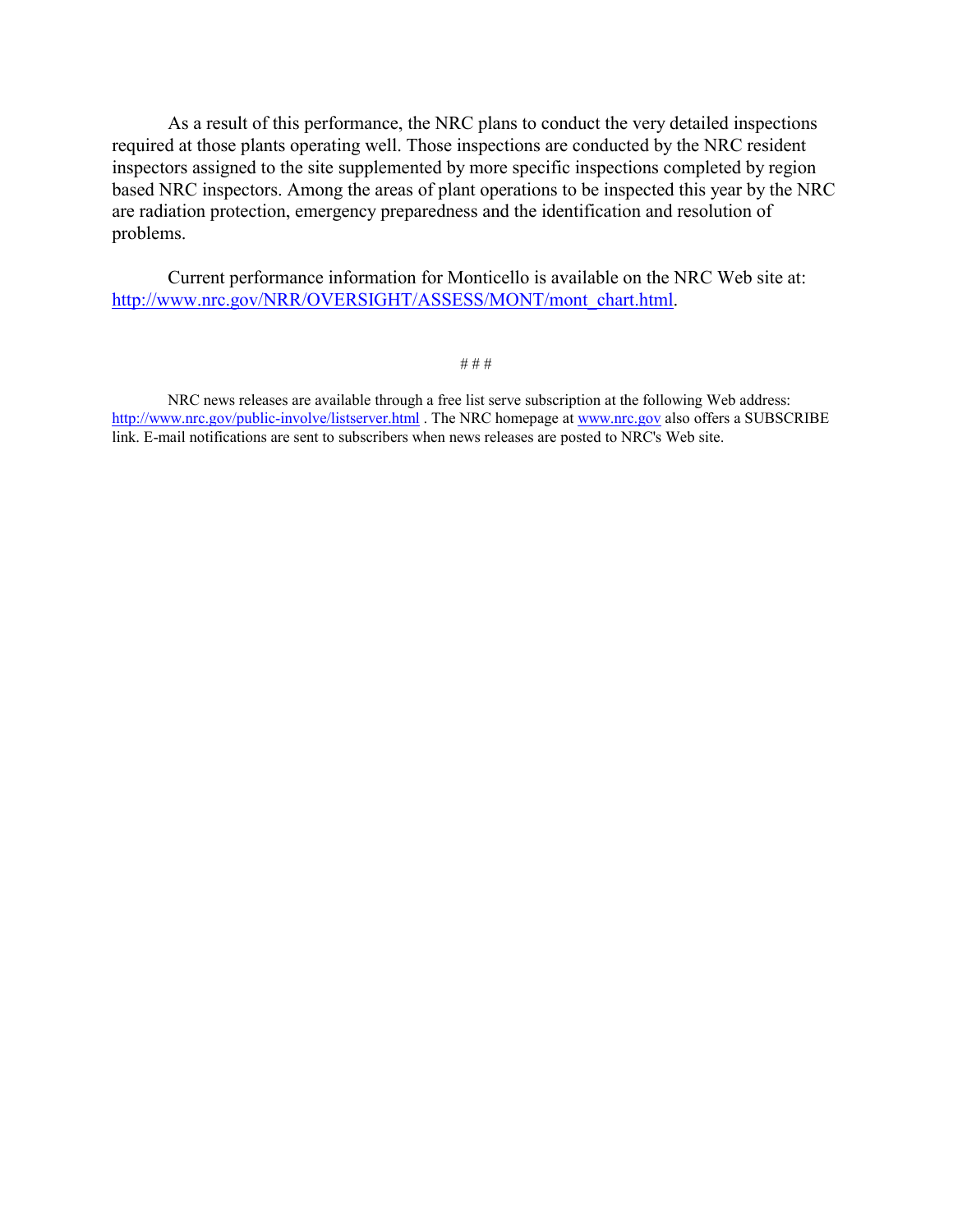As a result of this performance, the NRC plans to conduct the very detailed inspections required at those plants operating well. Those inspections are conducted by the NRC resident inspectors assigned to the site supplemented by more specific inspections completed by region based NRC inspectors. Among the areas of plant operations to be inspected this year by the NRC are radiation protection, emergency preparedness and the identification and resolution of problems.

Current performance information for Monticello is available on the NRC Web site at: [http://www.nrc.gov/NRR/OVERSIGHT/ASSESS/MONT/mont_chart.html](http://www.nrc.gov/NRR/OVERSIGHT/ASSESS/MONT/mont_chart.html).

# # #

NRC news releases are available through a free list serve subscription at the following Web address: [http://www.nrc.gov/public-involve/listserver.html](http://www.nrc.gov/public-involve/listserver.html) . The NRC homepage at [www.nrc.gov](http://www.nrc.gov) also offers a SUBSCRIBE link. E-mail notifications are sent to subscribers when news releases are posted to NRC's Web site.